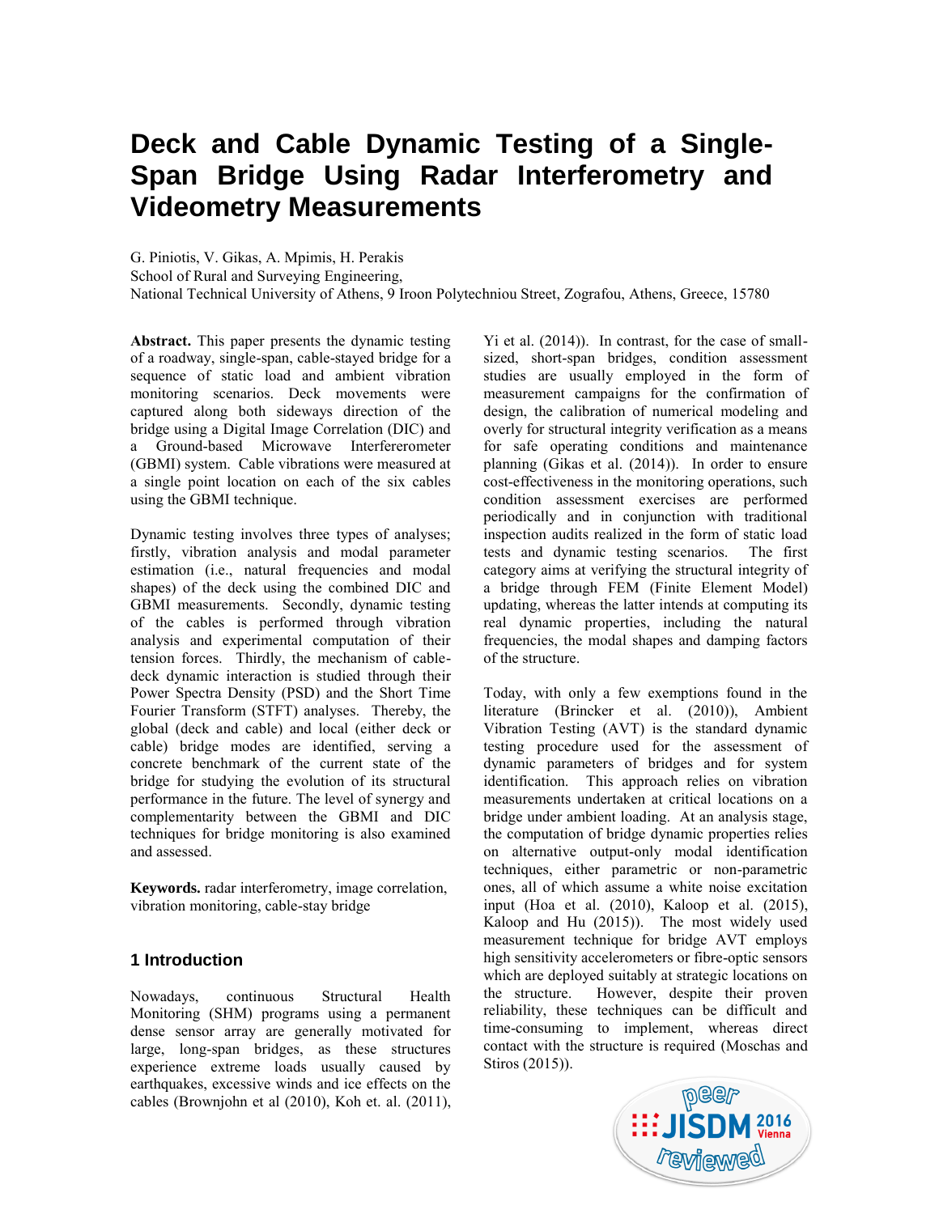# Deck and Cable Dynamic Testing of a Single-Span Bridge Using Radar Interferometry and Videometry Measurements

G. Piniotis, V. Gikas, A. Mpimis, H. Perakis
School of Rural and Surveying Engineering,
National Technical University of Athens, 9 Iroon Polytechniou Street, Zografou, Athens, Greece, 15780

**Abstract.** This paper presents the dynamic testing of a roadway, single-span, cable-stayed bridge for a sequence of static load and ambient vibration monitoring scenarios. Deck movements were captured along both sideways direction of the bridge using a Digital Image Correlation (DIC) and a Ground-based Microwave Interfererometer (GBMI) system. Cable vibrations were measured at a single point location on each of the six cables using the GBMI technique.

Dynamic testing involves three types of analyses; firstly, vibration analysis and modal parameter estimation (i.e., natural frequencies and modal shapes) of the deck using the combined DIC and GBMI measurements. Secondly, dynamic testing of the cables is performed through vibration analysis and experimental computation of their tension forces. Thirdly, the mechanism of cable-deck dynamic interaction is studied through their Power Spectra Density (PSD) and the Short Time Fourier Transform (STFT) analyses. Thereby, the global (deck and cable) and local (either deck or cable) bridge modes are identified, serving a concrete benchmark of the current state of the bridge for studying the evolution of its structural performance in the future. The level of synergy and complementarity between the GBMI and DIC techniques for bridge monitoring is also examined and assessed.

**Keywords.** radar interferometry, image correlation, vibration monitoring, cable-stay bridge

## 1 Introduction

Nowadays, continuous Structural Health Monitoring (SHM) programs using a permanent dense sensor array are generally motivated for large, long-span bridges, as these structures experience extreme loads usually caused by earthquakes, excessive winds and ice effects on the cables (Brownjohn et al (2010), Koh et. al. (2011), Yi et al. (2014)). In contrast, for the case of small-sized, short-span bridges, condition assessment studies are usually employed in the form of measurement campaigns for the confirmation of design, the calibration of numerical modeling and overly for structural integrity verification as a means for safe operating conditions and maintenance planning (Gikas et al. (2014)). In order to ensure cost-effectiveness in the monitoring operations, such condition assessment exercises are performed periodically and in conjunction with traditional inspection audits realized in the form of static load tests and dynamic testing scenarios. The first category aims at verifying the structural integrity of a bridge through FEM (Finite Element Model) updating, whereas the latter intends at computing its real dynamic properties, including the natural frequencies, the modal shapes and damping factors of the structure.

Today, with only a few exemptions found in the literature (Brincker et al. (2010)), Ambient Vibration Testing (AVT) is the standard dynamic testing procedure used for the assessment of dynamic parameters of bridges and for system identification. This approach relies on vibration measurements undertaken at critical locations on a bridge under ambient loading. At an analysis stage, the computation of bridge dynamic properties relies on alternative output-only modal identification techniques, either parametric or non-parametric ones, all of which assume a white noise excitation input (Hoa et al. (2010), Kaloop et al. (2015), Kaloop and Hu (2015)). The most widely used measurement technique for bridge AVT employs high sensitivity accelerometers or fibre-optic sensors which are deployed suitably at strategic locations on the structure. However, despite their proven reliability, these techniques can be difficult and time-consuming to implement, whereas direct contact with the structure is required (Moschas and Stiros (2015)).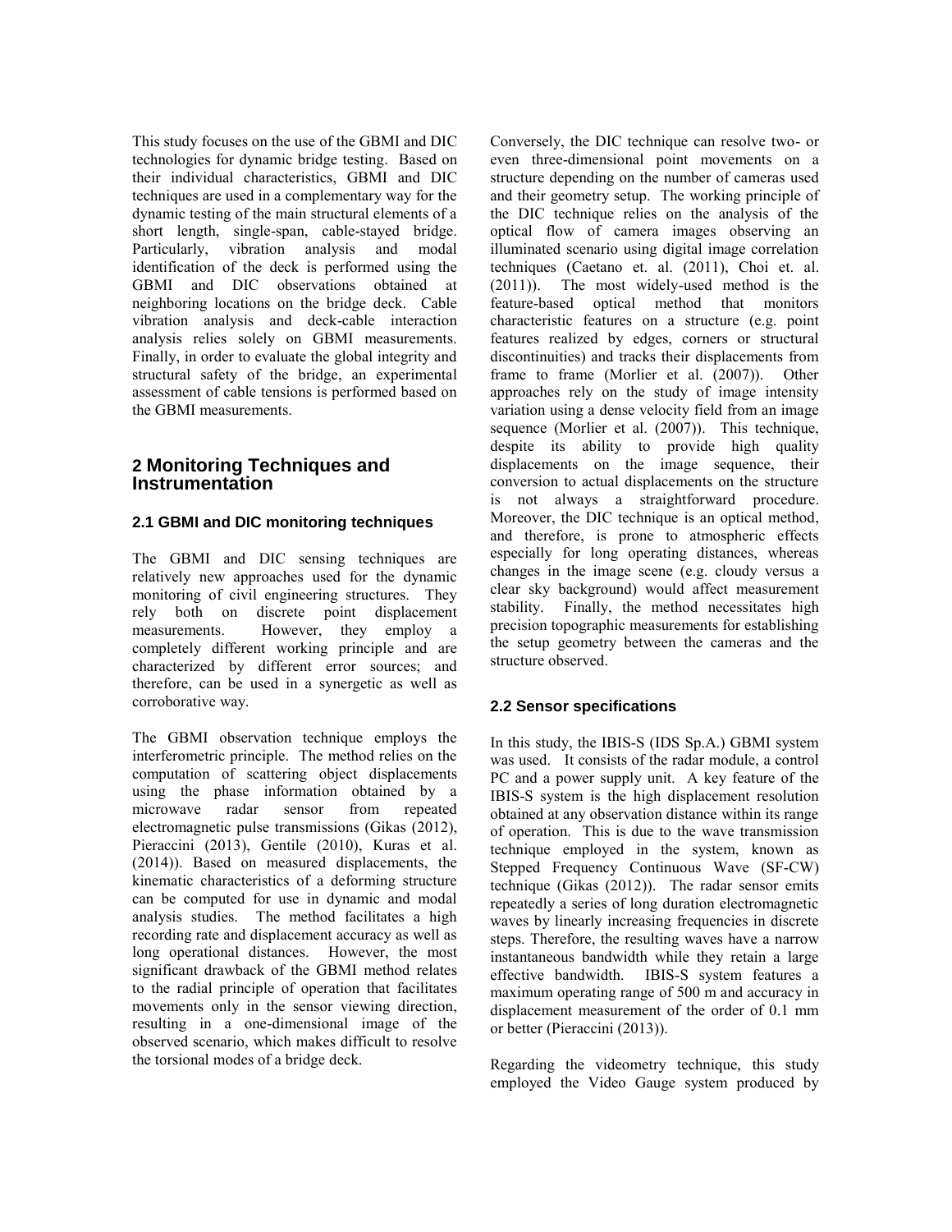This study focuses on the use of the GBMI and DIC technologies for dynamic bridge testing. Based on their individual characteristics, GBMI and DIC techniques are used in a complementary way for the dynamic testing of the main structural elements of a short length, single-span, cable-stayed bridge. Particularly, vibration analysis and modal identification of the deck is performed using the GBMI and DIC observations obtained at neighboring locations on the bridge deck. Cable vibration analysis and deck-cable interaction analysis relies solely on GBMI measurements. Finally, in order to evaluate the global integrity and structural safety of the bridge, an experimental assessment of cable tensions is performed based on the GBMI measurements.

## 2 Monitoring Techniques and Instrumentation

### 2.1 GBMI and DIC monitoring techniques

The GBMI and DIC sensing techniques are relatively new approaches used for the dynamic monitoring of civil engineering structures. They rely both on discrete point displacement measurements. However, they employ a completely different working principle and are characterized by different error sources; and therefore, can be used in a synergetic as well as corroborative way.

The GBMI observation technique employs the interferometric principle. The method relies on the computation of scattering object displacements using the phase information obtained by a microwave radar sensor from repeated electromagnetic pulse transmissions (Gikas (2012), Pieraccini (2013), Gentile (2010), Kuras et al. (2014)). Based on measured displacements, the kinematic characteristics of a deforming structure can be computed for use in dynamic and modal analysis studies. The method facilitates a high recording rate and displacement accuracy as well as long operational distances. However, the most significant drawback of the GBMI method relates to the radial principle of operation that facilitates movements only in the sensor viewing direction, resulting in a one-dimensional image of the observed scenario, which makes difficult to resolve the torsional modes of a bridge deck.

Conversely, the DIC technique can resolve two- or even three-dimensional point movements on a structure depending on the number of cameras used and their geometry setup. The working principle of the DIC technique relies on the analysis of the optical flow of camera images observing an illuminated scenario using digital image correlation techniques (Caetano et. al. (2011), Choi et. al. (2011)). The most widely-used method is the feature-based optical method that monitors characteristic features on a structure (e.g. point features realized by edges, corners or structural discontinuities) and tracks their displacements from frame to frame (Morlier et al. (2007)). Other approaches rely on the study of image intensity variation using a dense velocity field from an image sequence (Morlier et al. (2007)). This technique, despite its ability to provide high quality displacements on the image sequence, their conversion to actual displacements on the structure is not always a straightforward procedure. Moreover, the DIC technique is an optical method, and therefore, is prone to atmospheric effects especially for long operating distances, whereas changes in the image scene (e.g. cloudy versus a clear sky background) would affect measurement stability. Finally, the method necessitates high precision topographic measurements for establishing the setup geometry between the cameras and the structure observed.

### 2.2 Sensor specifications

In this study, the IBIS-S (IDS Sp.A.) GBMI system was used. It consists of the radar module, a control PC and a power supply unit. A key feature of the IBIS-S system is the high displacement resolution obtained at any observation distance within its range of operation. This is due to the wave transmission technique employed in the system, known as Stepped Frequency Continuous Wave (SF-CW) technique (Gikas (2012)). The radar sensor emits repeatedly a series of long duration electromagnetic waves by linearly increasing frequencies in discrete steps. Therefore, the resulting waves have a narrow instantaneous bandwidth while they retain a large effective bandwidth. IBIS-S system features a maximum operating range of 500 m and accuracy in displacement measurement of the order of 0.1 mm or better (Pieraccini (2013)).

Regarding the videometry technique, this study employed the Video Gauge system produced by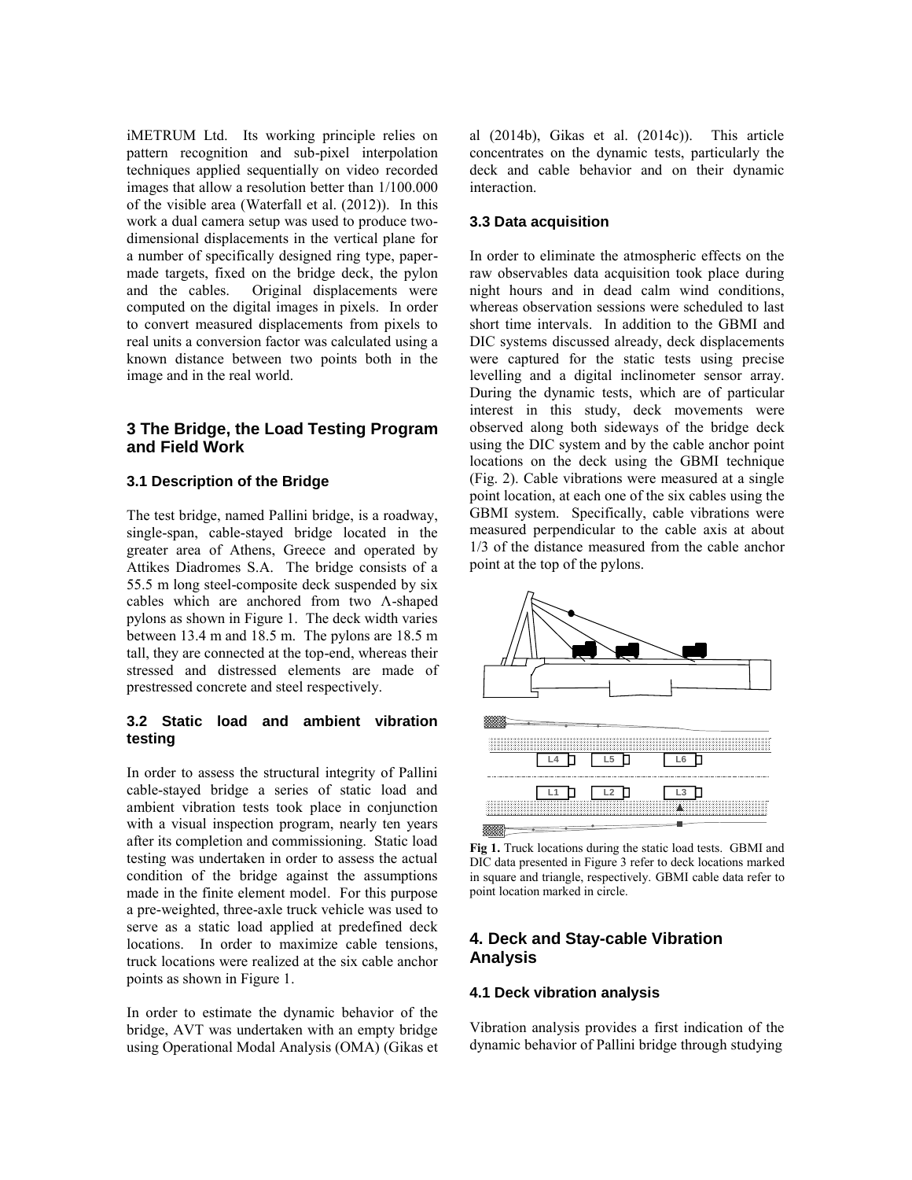iMETRUM Ltd. Its working principle relies on pattern recognition and sub-pixel interpolation techniques applied sequentially on video recorded images that allow a resolution better than 1/100.000 of the visible area (Waterfall et al. (2012)). In this work a dual camera setup was used to produce two-dimensional displacements in the vertical plane for a number of specifically designed ring type, paper-made targets, fixed on the bridge deck, the pylon and the cables. Original displacements were computed on the digital images in pixels. In order to convert measured displacements from pixels to real units a conversion factor was calculated using a known distance between two points both in the image and in the real world.

## 3 The Bridge, the Load Testing Program and Field Work

### 3.1 Description of the Bridge

The test bridge, named Pallini bridge, is a roadway, single-span, cable-stayed bridge located in the greater area of Athens, Greece and operated by Attikes Diadromes S.A. The bridge consists of a 55.5 m long steel-composite deck suspended by six cables which are anchored from two Λ-shaped pylons as shown in Figure 1. The deck width varies between 13.4 m and 18.5 m. The pylons are 18.5 m tall, they are connected at the top-end, whereas their stressed and distressed elements are made of prestressed concrete and steel respectively.

### 3.2 Static load and ambient vibration testing

In order to assess the structural integrity of Pallini cable-stayed bridge a series of static load and ambient vibration tests took place in conjunction with a visual inspection program, nearly ten years after its completion and commissioning. Static load testing was undertaken in order to assess the actual condition of the bridge against the assumptions made in the finite element model. For this purpose a pre-weighted, three-axle truck vehicle was used to serve as a static load applied at predefined deck locations. In order to maximize cable tensions, truck locations were realized at the six cable anchor points as shown in Figure 1.

In order to estimate the dynamic behavior of the bridge, AVT was undertaken with an empty bridge using Operational Modal Analysis (OMA) (Gikas et al (2014b), Gikas et al. (2014c)). This article concentrates on the dynamic tests, particularly the deck and cable behavior and on their dynamic interaction.

### 3.3 Data acquisition

In order to eliminate the atmospheric effects on the raw observables data acquisition took place during night hours and in dead calm wind conditions, whereas observation sessions were scheduled to last short time intervals. In addition to the GBMI and DIC systems discussed already, deck displacements were captured for the static tests using precise levelling and a digital inclinometer sensor array. During the dynamic tests, which are of particular interest in this study, deck movements were observed along both sideways of the bridge deck using the DIC system and by the cable anchor point locations on the deck using the GBMI technique (Fig. 2). Cable vibrations were measured at a single point location, at each one of the six cables using the GBMI system. Specifically, cable vibrations were measured perpendicular to the cable axis at about 1/3 of the distance measured from the cable anchor point at the top of the pylons.

**Fig 1.** Truck locations during the static load tests. GBMI and DIC data presented in Figure 3 refer to deck locations marked in square and triangle, respectively. GBMI cable data refer to point location marked in circle.

## 4. Deck and Stay-cable Vibration Analysis

### 4.1 Deck vibration analysis

Vibration analysis provides a first indication of the dynamic behavior of Pallini bridge through studying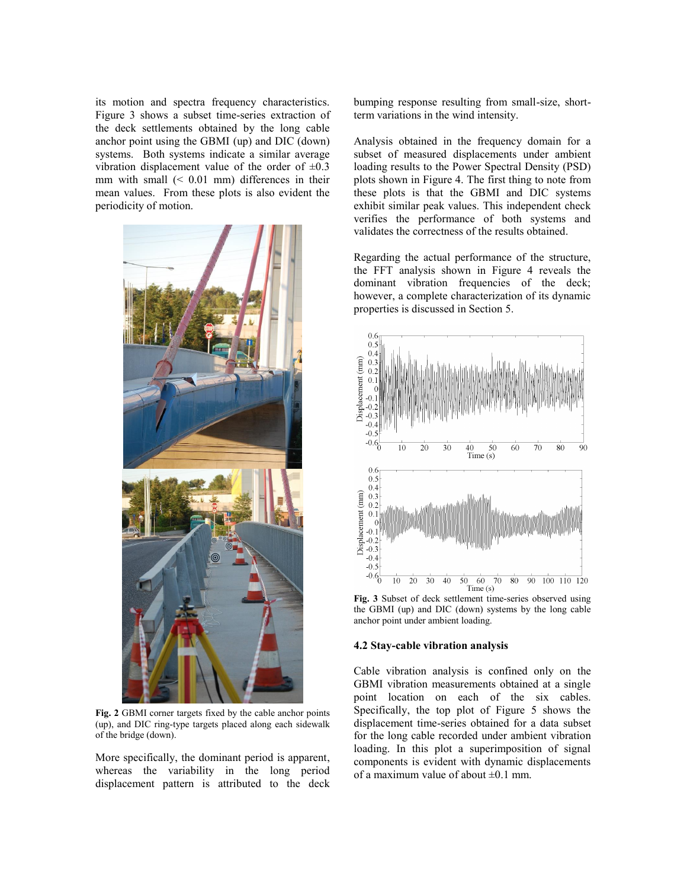its motion and spectra frequency characteristics. Figure 3 shows a subset time-series extraction of the deck settlements obtained by the long cable anchor point using the GBMI (up) and DIC (down) systems. Both systems indicate a similar average vibration displacement value of the order of ±0.3 mm with small (< 0.01 mm) differences in their mean values. From these plots is also evident the periodicity of motion.

**Fig. 2** GBMI corner targets fixed by the cable anchor points (up), and DIC ring-type targets placed along each sidewalk of the bridge (down).

More specifically, the dominant period is apparent, whereas the variability in the long period displacement pattern is attributed to the deck bumping response resulting from small-size, short-term variations in the wind intensity.

Analysis obtained in the frequency domain for a subset of measured displacements under ambient loading results to the Power Spectral Density (PSD) plots shown in Figure 4. The first thing to note from these plots is that the GBMI and DIC systems exhibit similar peak values. This independent check verifies the performance of both systems and validates the correctness of the results obtained.

Regarding the actual performance of the structure, the FFT analysis shown in Figure 4 reveals the dominant vibration frequencies of the deck; however, a complete characterization of its dynamic properties is discussed in Section 5.

**Fig. 3** Subset of deck settlement time-series observed using the GBMI (up) and DIC (down) systems by the long cable anchor point under ambient loading.

### 4.2 Stay-cable vibration analysis

Cable vibration analysis is confined only on the GBMI vibration measurements obtained at a single point location on each of the six cables. Specifically, the top plot of Figure 5 shows the displacement time-series obtained for a data subset for the long cable recorded under ambient vibration loading. In this plot a superimposition of signal components is evident with dynamic displacements of a maximum value of about ±0.1 mm.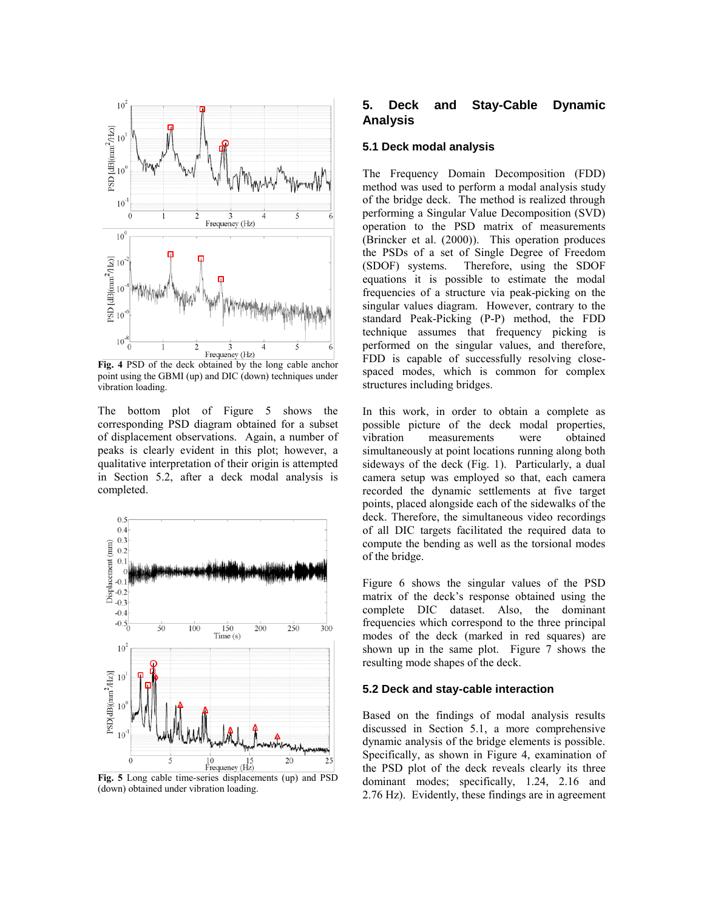Fig. 4 PSD of the deck obtained by the long cable anchor point using the GBMI (up) and DIC (down) techniques under vibration loading.

The bottom plot of Figure 5 shows the corresponding PSD diagram obtained for a subset of displacement observations. Again, a number of peaks is clearly evident in this plot; however, a qualitative interpretation of their origin is attempted in Section 5.2, after a deck modal analysis is completed.

**Fig. 5** Long cable time-series displacements (up) and PSD (down) obtained under vibration loading.

## 5. Deck and Stay-Cable Dynamic Analysis

### 5.1 Deck modal analysis

The Frequency Domain Decomposition (FDD) method was used to perform a modal analysis study of the bridge deck. The method is realized through performing a Singular Value Decomposition (SVD) operation to the PSD matrix of measurements (Brincker et al. (2000)). This operation produces the PSDs of a set of Single Degree of Freedom (SDOF) systems. Therefore, using the SDOF equations it is possible to estimate the modal frequencies of a structure via peak-picking on the singular values diagram. However, contrary to the standard Peak-Picking (P-P) method, the FDD technique assumes that frequency picking is performed on the singular values, and therefore, FDD is capable of successfully resolving close-spaced modes, which is common for complex structures including bridges.

In this work, in order to obtain a complete as possible picture of the deck modal properties, vibration measurements were obtained simultaneously at point locations running along both sideways of the deck (Fig. 1). Particularly, a dual camera setup was employed so that, each camera recorded the dynamic settlements at five target points, placed alongside each of the sidewalks of the deck. Therefore, the simultaneous video recordings of all DIC targets facilitated the required data to compute the bending as well as the torsional modes of the bridge.

Figure 6 shows the singular values of the PSD matrix of the deck's response obtained using the complete DIC dataset. Also, the dominant frequencies which correspond to the three principal modes of the deck (marked in red squares) are shown up in the same plot. Figure 7 shows the resulting mode shapes of the deck.

### 5.2 Deck and stay-cable interaction

Based on the findings of modal analysis results discussed in Section 5.1, a more comprehensive dynamic analysis of the bridge elements is possible. Specifically, as shown in Figure 4, examination of the PSD plot of the deck reveals clearly its three dominant modes; specifically, 1.24, 2.16 and 2.76 Hz). Evidently, these findings are in agreement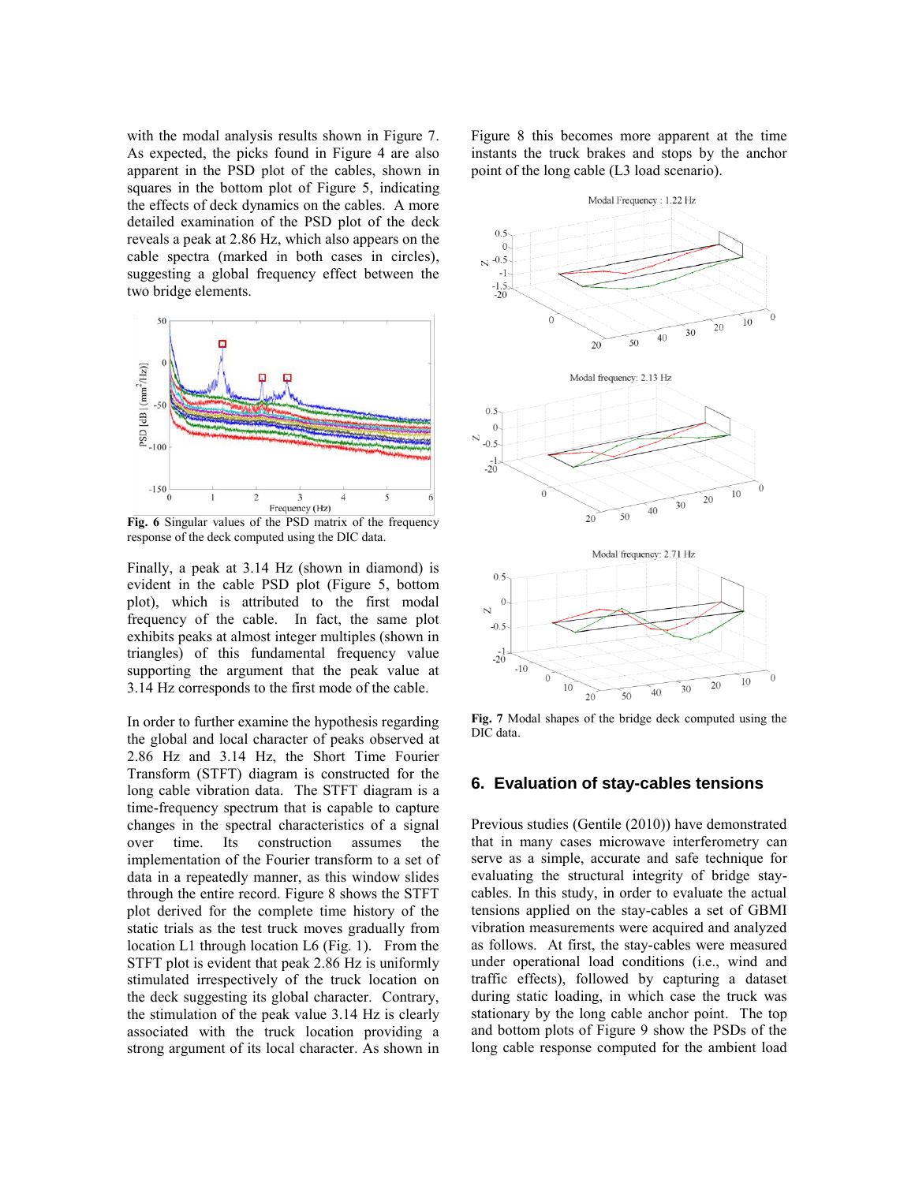with the modal analysis results shown in Figure 7. As expected, the picks found in Figure 4 are also apparent in the PSD plot of the cables, shown in squares in the bottom plot of Figure 5, indicating the effects of deck dynamics on the cables. A more detailed examination of the PSD plot of the deck reveals a peak at 2.86 Hz, which also appears on the cable spectra (marked in both cases in circles), suggesting a global frequency effect between the two bridge elements.

**Fig. 6** Singular values of the PSD matrix of the frequency response of the deck computed using the DIC data.

Finally, a peak at 3.14 Hz (shown in diamond) is evident in the cable PSD plot (Figure 5, bottom plot), which is attributed to the first modal frequency of the cable. In fact, the same plot exhibits peaks at almost integer multiples (shown in triangles) of this fundamental frequency value supporting the argument that the peak value at 3.14 Hz corresponds to the first mode of the cable.

In order to further examine the hypothesis regarding the global and local character of peaks observed at 2.86 Hz and 3.14 Hz, the Short Time Fourier Transform (STFT) diagram is constructed for the long cable vibration data. The STFT diagram is a time-frequency spectrum that is capable to capture changes in the spectral characteristics of a signal over time. Its construction assumes the implementation of the Fourier transform to a set of data in a repeatedly manner, as this window slides through the entire record. Figure 8 shows the STFT plot derived for the complete time history of the static trials as the test truck moves gradually from location L1 through location L6 (Fig. 1). From the STFT plot is evident that peak 2.86 Hz is uniformly stimulated irrespectively of the truck location on the deck suggesting its global character. Contrary, the stimulation of the peak value 3.14 Hz is clearly associated with the truck location providing a strong argument of its local character. As shown in Figure 8 this becomes more apparent at the time instants the truck brakes and stops by the anchor point of the long cable (L3 load scenario).

**Fig. 7** Modal shapes of the bridge deck computed using the DIC data.

## 6. Evaluation of stay-cables tensions

Previous studies (Gentile (2010)) have demonstrated that in many cases microwave interferometry can serve as a simple, accurate and safe technique for evaluating the structural integrity of bridge stay-cables. In this study, in order to evaluate the actual tensions applied on the stay-cables a set of GBMI vibration measurements were acquired and analyzed as follows. At first, the stay-cables were measured under operational load conditions (i.e., wind and traffic effects), followed by capturing a dataset during static loading, in which case the truck was stationary by the long cable anchor point. The top and bottom plots of Figure 9 show the PSDs of the long cable response computed for the ambient load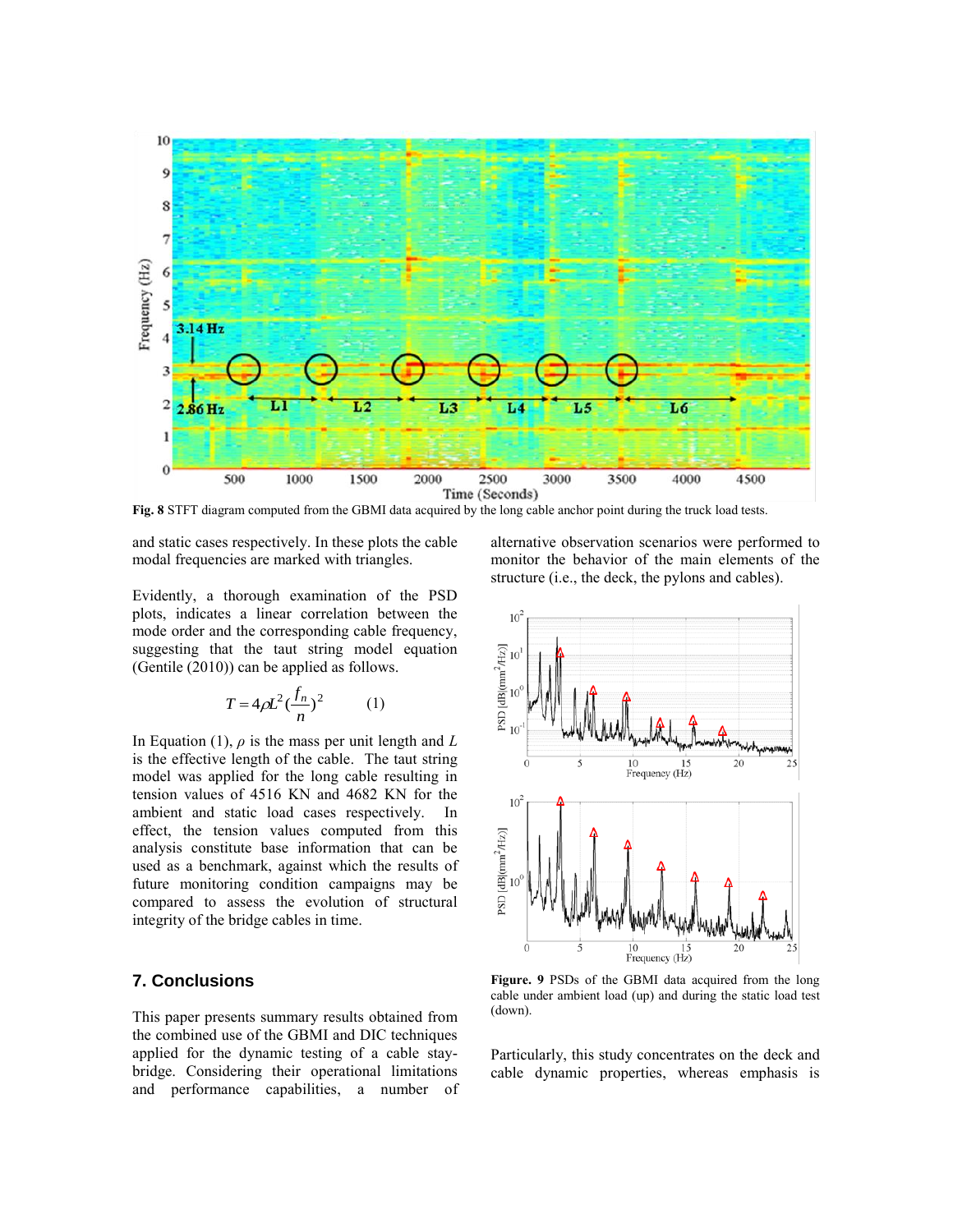**Fig. 8** STFT diagram computed from the GBMI data acquired by the long cable anchor point during the truck load tests.

and static cases respectively. In these plots the cable modal frequencies are marked with triangles.

Evidently, a thorough examination of the PSD plots, indicates a linear correlation between the mode order and the corresponding cable frequency, suggesting that the taut string model equation (Gentile (2010)) can be applied as follows.

$$T = 4\rho L^2 \left(\frac{f_n}{n}\right)^2 \qquad (1)$$

In Equation (1), $\rho$ is the mass per unit length and $L$ is the effective length of the cable. The taut string model was applied for the long cable resulting in tension values of 4516 KN and 4682 KN for the ambient and static load cases respectively. In effect, the tension values computed from this analysis constitute base information that can be used as a benchmark, against which the results of future monitoring condition campaigns may be compared to assess the evolution of structural integrity of the bridge cables in time.

## 7. Conclusions

This paper presents summary results obtained from the combined use of the GBMI and DIC techniques applied for the dynamic testing of a cable stay-bridge. Considering their operational limitations and performance capabilities, a number of alternative observation scenarios were performed to monitor the behavior of the main elements of the structure (i.e., the deck, the pylons and cables).

**Figure. 9** PSDs of the GBMI data acquired from the long cable under ambient load (up) and during the static load test (down).

Particularly, this study concentrates on the deck and cable dynamic properties, whereas emphasis is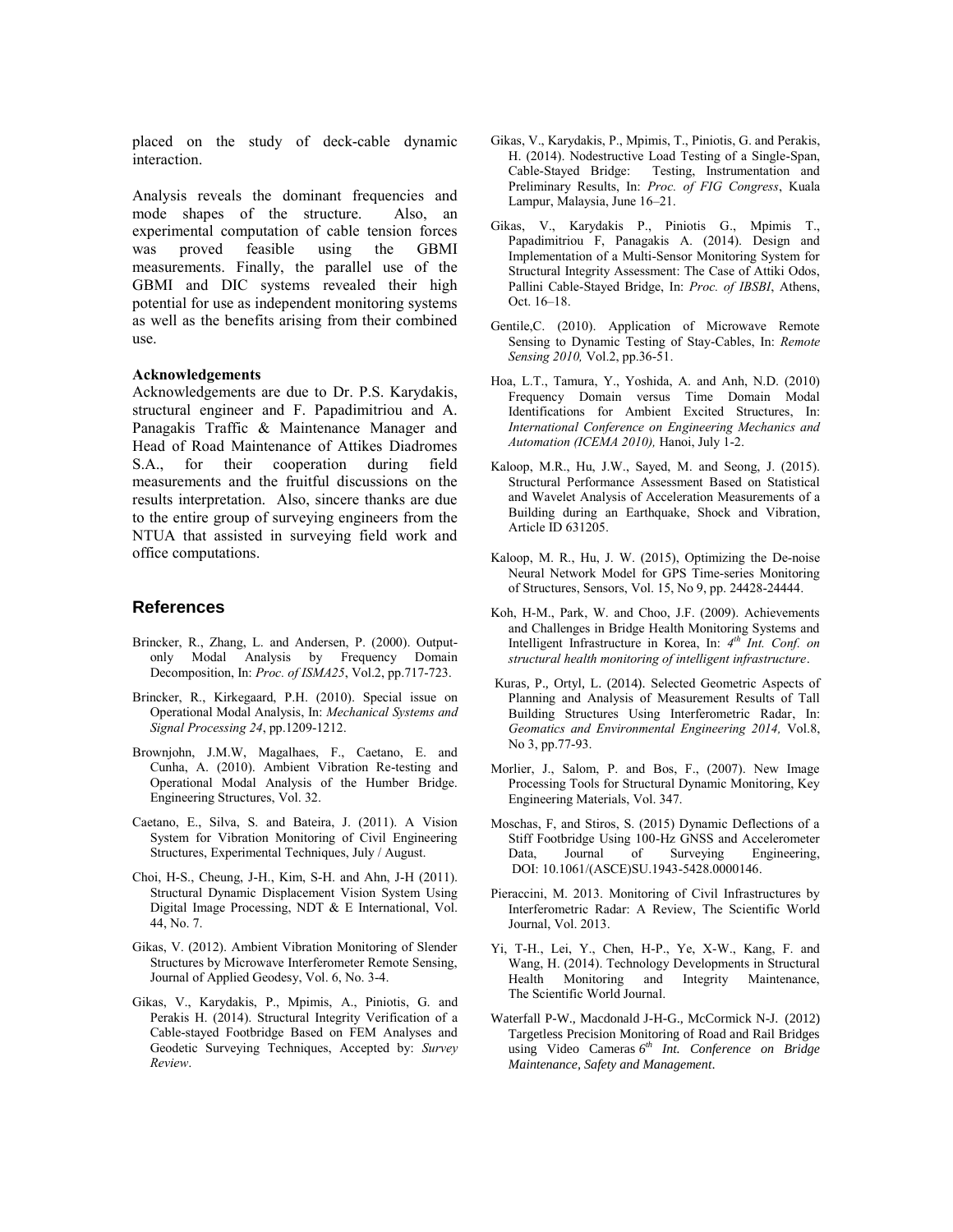placed on the study of deck-cable dynamic interaction.

Analysis reveals the dominant frequencies and mode shapes of the structure. Also, an experimental computation of cable tension forces was proved feasible using the GBMI measurements. Finally, the parallel use of the GBMI and DIC systems revealed their high potential for use as independent monitoring systems as well as the benefits arising from their combined use.

**Acknowledgements**

Acknowledgements are due to Dr. P.S. Karydakis, structural engineer and F. Papadimitriou and A. Panagakis Traffic & Maintenance Manager and Head of Road Maintenance of Attikes Diadromes S.A., for their cooperation during field measurements and the fruitful discussions on the results interpretation. Also, sincere thanks are due to the entire group of surveying engineers from the NTUA that assisted in surveying field work and office computations.

## References

Brincker, R., Zhang, L. and Andersen, P. (2000). Output-only Modal Analysis by Frequency Domain Decomposition, In: *Proc. of ISMA25*, Vol.2, pp.717-723.

Brincker, R., Kirkegaard, P.H. (2010). Special issue on Operational Modal Analysis, In: *Mechanical Systems and Signal Processing 24*, pp.1209-1212.

Brownjohn, J.M.W, Magalhaes, F., Caetano, E. and Cunha, A. (2010). Ambient Vibration Re-testing and Operational Modal Analysis of the Humber Bridge. Engineering Structures, Vol. 32.

Caetano, E., Silva, S. and Bateira, J. (2011). A Vision System for Vibration Monitoring of Civil Engineering Structures, Experimental Techniques, July / August.

Choi, H-S., Cheung, J-H., Kim, S-H. and Ahn, J-H (2011). Structural Dynamic Displacement Vision System Using Digital Image Processing, NDT & E International, Vol. 44, No. 7.

Gikas, V. (2012). Ambient Vibration Monitoring of Slender Structures by Microwave Interferometer Remote Sensing, Journal of Applied Geodesy, Vol. 6, No. 3-4.

Gikas, V., Karydakis, P., Mpimis, A., Piniotis, G. and Perakis H. (2014). Structural Integrity Verification of a Cable-stayed Footbridge Based on FEM Analyses and Geodetic Surveying Techniques, Accepted by: *Survey Review*.

Gikas, V., Karydakis, P., Mpimis, T., Piniotis, G. and Perakis, H. (2014). Nodestructive Load Testing of a Single-Span, Cable-Stayed Bridge: Testing, Instrumentation and Preliminary Results, In: *Proc. of FIG Congress*, Kuala Lampur, Malaysia, June 16–21.

Gikas, V., Karydakis P., Piniotis G., Mpimis T., Papadimitriou F, Panagakis A. (2014). Design and Implementation of a Multi-Sensor Monitoring System for Structural Integrity Assessment: The Case of Attiki Odos, Pallini Cable-Stayed Bridge, In: *Proc. of IBSBI*, Athens, Oct. 16–18.

Gentile,C. (2010). Application of Microwave Remote Sensing to Dynamic Testing of Stay-Cables, In: *Remote Sensing 2010,* Vol.2, pp.36-51.

Hoa, L.T., Tamura, Y., Yoshida, A. and Anh, N.D. (2010) Frequency Domain versus Time Domain Modal Identifications for Ambient Excited Structures, In: *International Conference on Engineering Mechanics and Automation (ICEMA 2010),* Hanoi, July 1-2.

Kaloop, M.R., Hu, J.W., Sayed, M. and Seong, J. (2015). Structural Performance Assessment Based on Statistical and Wavelet Analysis of Acceleration Measurements of a Building during an Earthquake, Shock and Vibration, Article ID 631205.

Kaloop, M. R., Hu, J. W. (2015), Optimizing the De-noise Neural Network Model for GPS Time-series Monitoring of Structures, Sensors, Vol. 15, No 9, pp. 24428-24444.

Koh, H-M., Park, W. and Choo, J.F. (2009). Achievements and Challenges in Bridge Health Monitoring Systems and Intelligent Infrastructure in Korea, In: *4th Int. Conf. on structural health monitoring of intelligent infrastructure*.

Kuras, P., Ortyl, L. (2014). Selected Geometric Aspects of Planning and Analysis of Measurement Results of Tall Building Structures Using Interferometric Radar, In: *Geomatics and Environmental Engineering 2014,* Vol.8, No 3, pp.77-93.

Morlier, J., Salom, P. and Bos, F., (2007). New Image Processing Tools for Structural Dynamic Monitoring, Key Engineering Materials, Vol. 347.

Moschas, F, and Stiros, S. (2015) Dynamic Deflections of a Stiff Footbridge Using 100-Hz GNSS and Accelerometer Data, Journal of Surveying Engineering, DOI: 10.1061/(ASCE)SU.1943-5428.0000146.

Pieraccini, M. 2013. Monitoring of Civil Infrastructures by Interferometric Radar: A Review, The Scientific World Journal, Vol. 2013.

Yi, T-H., Lei, Y., Chen, H-P., Ye, X-W., Kang, F. and Wang, H. (2014). Technology Developments in Structural Health Monitoring and Integrity Maintenance, The Scientific World Journal.

Waterfall P-W., Macdonald J-H-G., McCormick N-J. (2012) Targetless Precision Monitoring of Road and Rail Bridges using Video Cameras *6th Int. Conference on Bridge Maintenance, Safety and Management*.